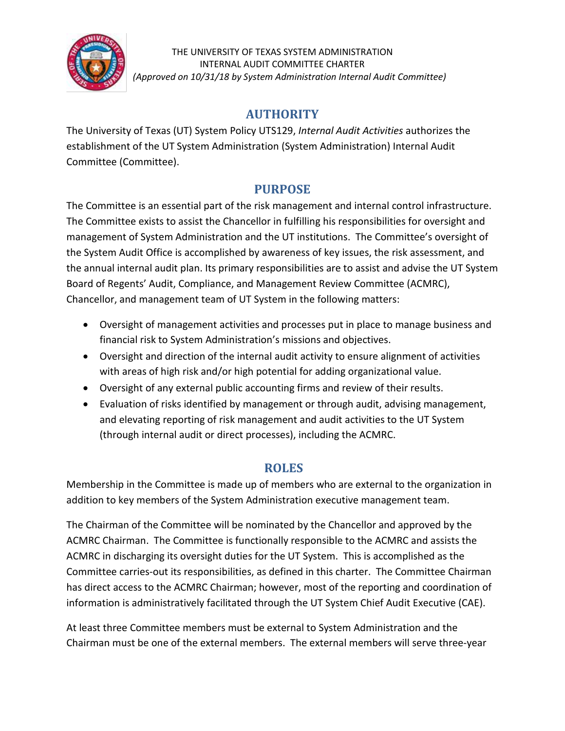THE UNIVERSITY OF TEXAS SYSTEM ADMINISTRATION
INTERNAL AUDIT COMMITTEE CHARTER
*(Approved on 10/31/18 by System Administration Internal Audit Committee)*

## AUTHORITY

The University of Texas (UT) System Policy UTS129, *Internal Audit Activities* authorizes the establishment of the UT System Administration (System Administration) Internal Audit Committee (Committee).

## PURPOSE

The Committee is an essential part of the risk management and internal control infrastructure. The Committee exists to assist the Chancellor in fulfilling his responsibilities for oversight and management of System Administration and the UT institutions. The Committee's oversight of the System Audit Office is accomplished by awareness of key issues, the risk assessment, and the annual internal audit plan. Its primary responsibilities are to assist and advise the UT System Board of Regents' Audit, Compliance, and Management Review Committee (ACMRC), Chancellor, and management team of UT System in the following matters:

- Oversight of management activities and processes put in place to manage business and financial risk to System Administration's missions and objectives.
- Oversight and direction of the internal audit activity to ensure alignment of activities with areas of high risk and/or high potential for adding organizational value.
- Oversight of any external public accounting firms and review of their results.
- Evaluation of risks identified by management or through audit, advising management, and elevating reporting of risk management and audit activities to the UT System (through internal audit or direct processes), including the ACMRC.

## ROLES

Membership in the Committee is made up of members who are external to the organization in addition to key members of the System Administration executive management team.

The Chairman of the Committee will be nominated by the Chancellor and approved by the ACMRC Chairman. The Committee is functionally responsible to the ACMRC and assists the ACMRC in discharging its oversight duties for the UT System. This is accomplished as the Committee carries-out its responsibilities, as defined in this charter. The Committee Chairman has direct access to the ACMRC Chairman; however, most of the reporting and coordination of information is administratively facilitated through the UT System Chief Audit Executive (CAE).

At least three Committee members must be external to System Administration and the Chairman must be one of the external members. The external members will serve three-year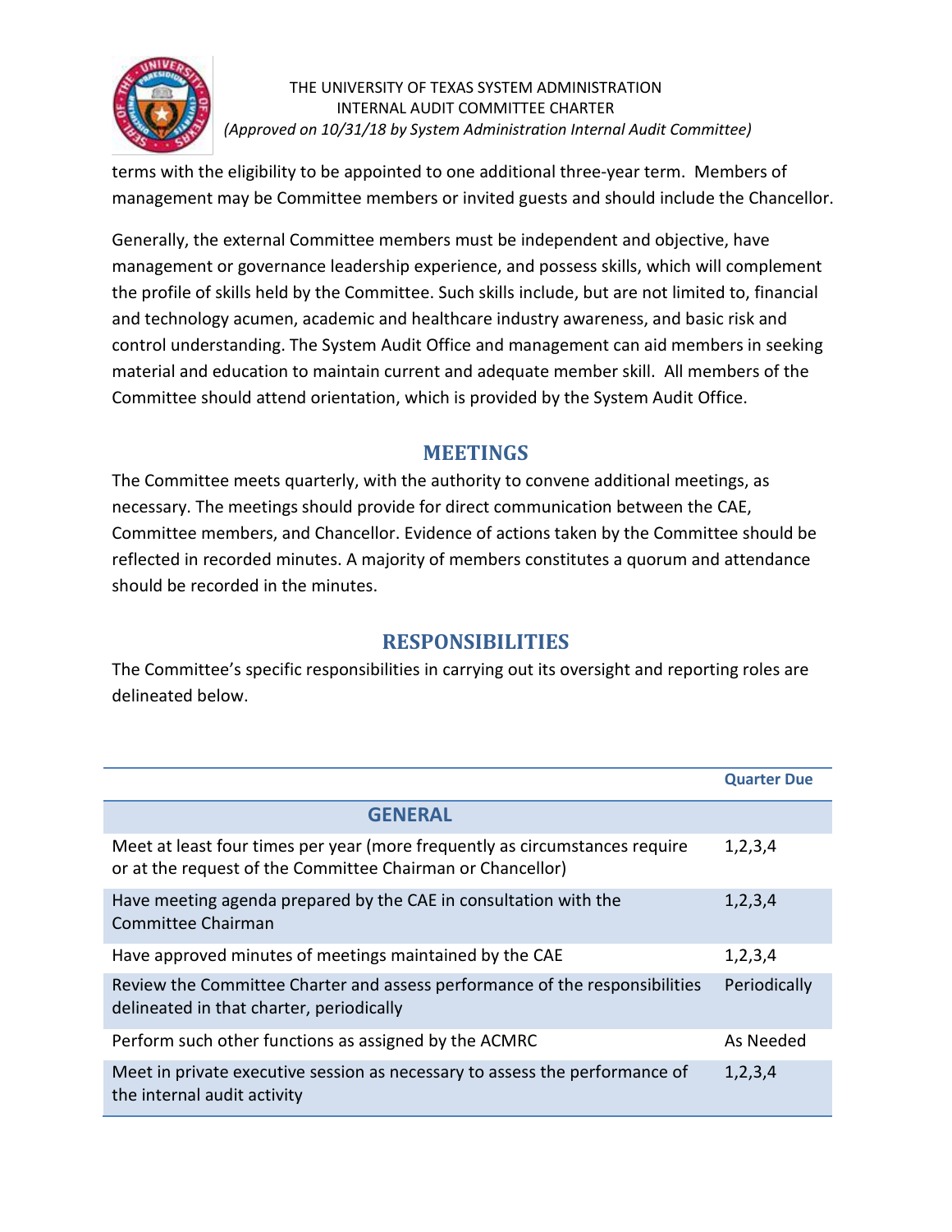terms with the eligibility to be appointed to one additional three-year term. Members of management may be Committee members or invited guests and should include the Chancellor.

Generally, the external Committee members must be independent and objective, have management or governance leadership experience, and possess skills, which will complement the profile of skills held by the Committee. Such skills include, but are not limited to, financial and technology acumen, academic and healthcare industry awareness, and basic risk and control understanding. The System Audit Office and management can aid members in seeking material and education to maintain current and adequate member skill. All members of the Committee should attend orientation, which is provided by the System Audit Office.

## MEETINGS

The Committee meets quarterly, with the authority to convene additional meetings, as necessary. The meetings should provide for direct communication between the CAE, Committee members, and Chancellor. Evidence of actions taken by the Committee should be reflected in recorded minutes. A majority of members constitutes a quorum and attendance should be recorded in the minutes.

## RESPONSIBILITIES

The Committee's specific responsibilities in carrying out its oversight and reporting roles are delineated below.

| | Quarter Due |
|---|---|
| **GENERAL** | |
| Meet at least four times per year (more frequently as circumstances require or at the request of the Committee Chairman or Chancellor) | 1,2,3,4 |
| Have meeting agenda prepared by the CAE in consultation with the Committee Chairman | 1,2,3,4 |
| Have approved minutes of meetings maintained by the CAE | 1,2,3,4 |
| Review the Committee Charter and assess performance of the responsibilities delineated in that charter, periodically | Periodically |
| Perform such other functions as assigned by the ACMRC | As Needed |
| Meet in private executive session as necessary to assess the performance of the internal audit activity | 1,2,3,4 |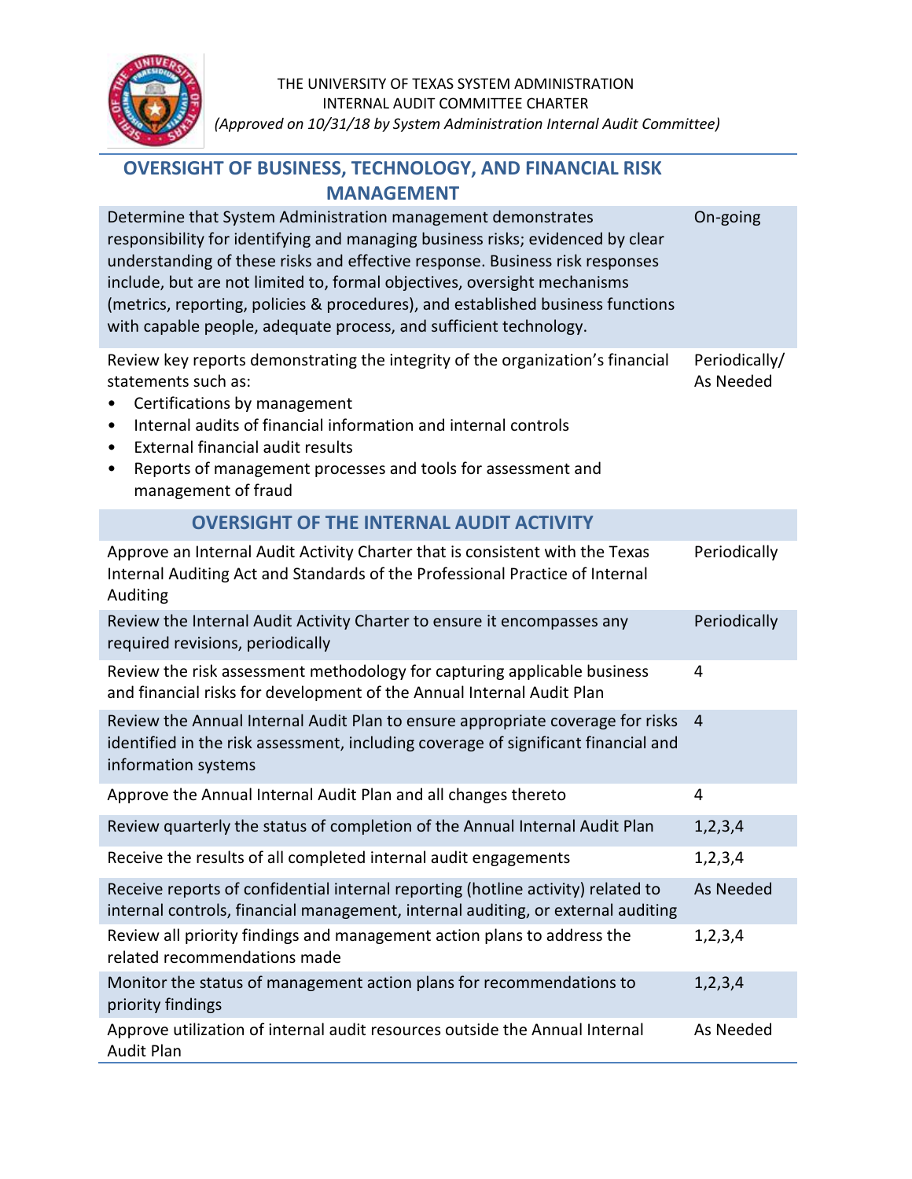THE UNIVERSITY OF TEXAS SYSTEM ADMINISTRATION
INTERNAL AUDIT COMMITTEE CHARTER
*(Approved on 10/31/18 by System Administration Internal Audit Committee)*

## OVERSIGHT OF BUSINESS, TECHNOLOGY, AND FINANCIAL RISK MANAGEMENT

| | |
|---|---|
| Determine that System Administration management demonstrates responsibility for identifying and managing business risks; evidenced by clear understanding of these risks and effective response. Business risk responses include, but are not limited to, formal objectives, oversight mechanisms (metrics, reporting, policies & procedures), and established business functions with capable people, adequate process, and sufficient technology. | On-going |
| Review key reports demonstrating the integrity of the organization's financial statements such as:<br>• Certifications by management<br>• Internal audits of financial information and internal controls<br>• External financial audit results<br>• Reports of management processes and tools for assessment and management of fraud | Periodically/ As Needed |

## OVERSIGHT OF THE INTERNAL AUDIT ACTIVITY

| | |
|---|---|
| Approve an Internal Audit Activity Charter that is consistent with the Texas Internal Auditing Act and Standards of the Professional Practice of Internal Auditing | Periodically |
| Review the Internal Audit Activity Charter to ensure it encompasses any required revisions, periodically | Periodically |
| Review the risk assessment methodology for capturing applicable business and financial risks for development of the Annual Internal Audit Plan | 4 |
| Review the Annual Internal Audit Plan to ensure appropriate coverage for risks identified in the risk assessment, including coverage of significant financial and information systems | 4 |
| Approve the Annual Internal Audit Plan and all changes thereto | 4 |
| Review quarterly the status of completion of the Annual Internal Audit Plan | 1,2,3,4 |
| Receive the results of all completed internal audit engagements | 1,2,3,4 |
| Receive reports of confidential internal reporting (hotline activity) related to internal controls, financial management, internal auditing, or external auditing | As Needed |
| Review all priority findings and management action plans to address the related recommendations made | 1,2,3,4 |
| Monitor the status of management action plans for recommendations to priority findings | 1,2,3,4 |
| Approve utilization of internal audit resources outside the Annual Internal Audit Plan | As Needed |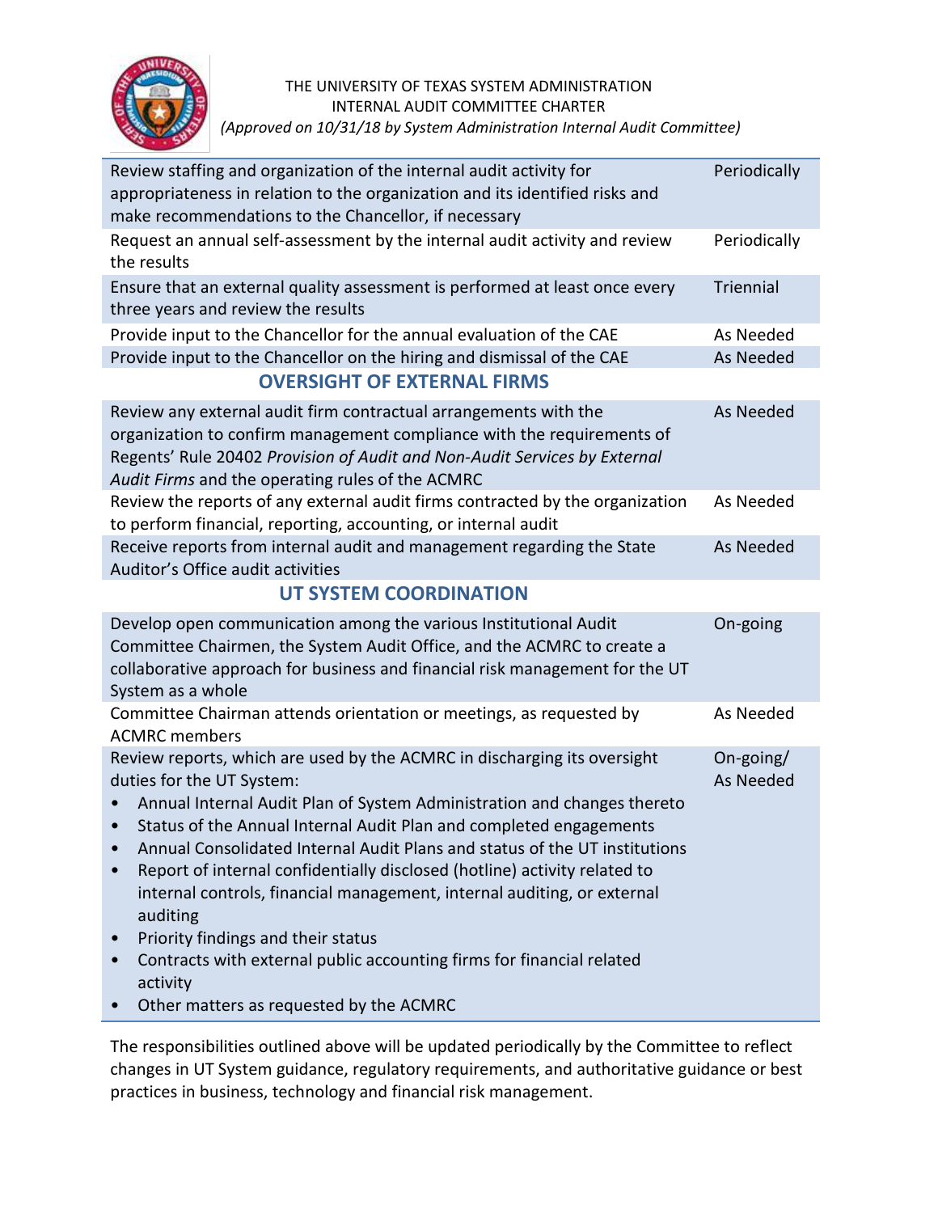THE UNIVERSITY OF TEXAS SYSTEM ADMINISTRATION
INTERNAL AUDIT COMMITTEE CHARTER
*(Approved on 10/31/18 by System Administration Internal Audit Committee)*

| | |
|---|---|
| Review staffing and organization of the internal audit activity for appropriateness in relation to the organization and its identified risks and make recommendations to the Chancellor, if necessary | Periodically |
| Request an annual self-assessment by the internal audit activity and review the results | Periodically |
| Ensure that an external quality assessment is performed at least once every three years and review the results | Triennial |
| Provide input to the Chancellor for the annual evaluation of the CAE | As Needed |
| Provide input to the Chancellor on the hiring and dismissal of the CAE | As Needed |
| **OVERSIGHT OF EXTERNAL FIRMS** | |
| Review any external audit firm contractual arrangements with the organization to confirm management compliance with the requirements of Regents' Rule 20402 *Provision of Audit and Non-Audit Services by External Audit Firms* and the operating rules of the ACMRC | As Needed |
| Review the reports of any external audit firms contracted by the organization to perform financial, reporting, accounting, or internal audit | As Needed |
| Receive reports from internal audit and management regarding the State Auditor's Office audit activities | As Needed |
| **UT SYSTEM COORDINATION** | |
| Develop open communication among the various Institutional Audit Committee Chairmen, the System Audit Office, and the ACMRC to create a collaborative approach for business and financial risk management for the UT System as a whole | On-going |
| Committee Chairman attends orientation or meetings, as requested by ACMRC members | As Needed |
| Review reports, which are used by the ACMRC in discharging its oversight duties for the UT System:<br>• Annual Internal Audit Plan of System Administration and changes thereto<br>• Status of the Annual Internal Audit Plan and completed engagements<br>• Annual Consolidated Internal Audit Plans and status of the UT institutions<br>• Report of internal confidentially disclosed (hotline) activity related to internal controls, financial management, internal auditing, or external auditing<br>• Priority findings and their status<br>• Contracts with external public accounting firms for financial related activity<br>• Other matters as requested by the ACMRC | On-going/ As Needed |

The responsibilities outlined above will be updated periodically by the Committee to reflect changes in UT System guidance, regulatory requirements, and authoritative guidance or best practices in business, technology and financial risk management.